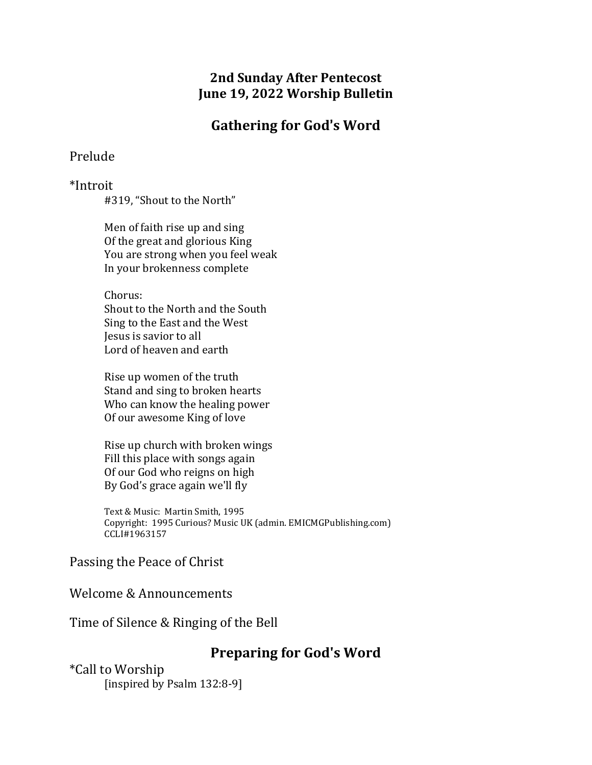**2nd Sunday After Pentecost**
**June 19, 2022 Worship Bulletin**

## Gathering for God's Word

Prelude

*Introit

#319, "Shout to the North"

Men of faith rise up and sing
Of the great and glorious King
You are strong when you feel weak
In your brokenness complete

Chorus:
Shout to the North and the South
Sing to the East and the West
Jesus is savior to all
Lord of heaven and earth

Rise up women of the truth
Stand and sing to broken hearts
Who can know the healing power
Of our awesome King of love

Rise up church with broken wings
Fill this place with songs again
Of our God who reigns on high
By God's grace again we'll fly

Text & Music: Martin Smith, 1995
Copyright: 1995 Curious? Music UK (admin. EMICMGPublishing.com)
CCLI#1963157

Passing the Peace of Christ

Welcome & Announcements

Time of Silence & Ringing of the Bell

## Preparing for God's Word

*Call to Worship

[inspired by Psalm 132:8-9]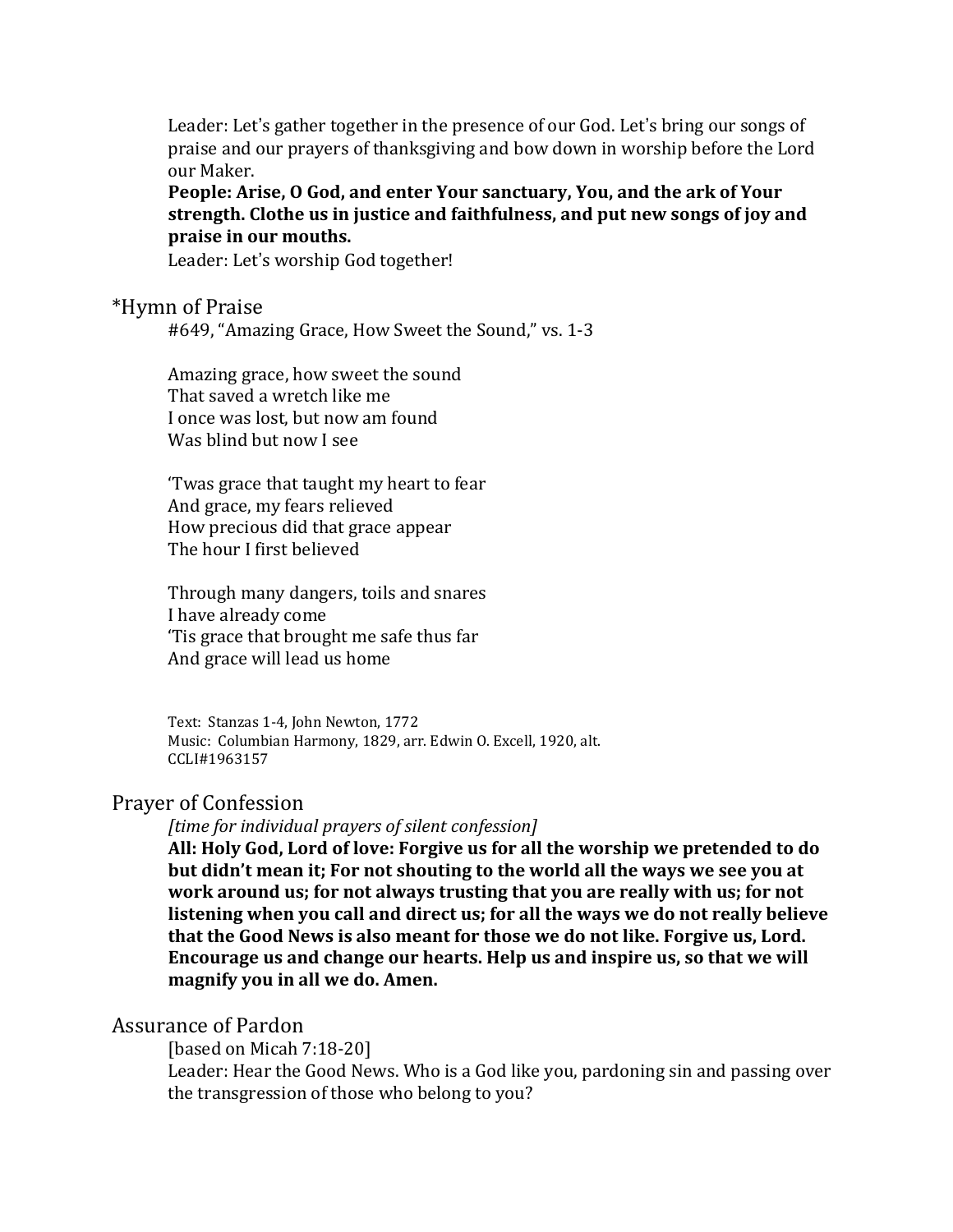Leader: Let's gather together in the presence of our God. Let's bring our songs of praise and our prayers of thanksgiving and bow down in worship before the Lord our Maker.

**People: Arise, O God, and enter Your sanctuary, You, and the ark of Your strength. Clothe us in justice and faithfulness, and put new songs of joy and praise in our mouths.**

Leader: Let's worship God together!

## *Hymn of Praise

#649, "Amazing Grace, How Sweet the Sound," vs. 1-3

Amazing grace, how sweet the sound
That saved a wretch like me
I once was lost, but now am found
Was blind but now I see

'Twas grace that taught my heart to fear
And grace, my fears relieved
How precious did that grace appear
The hour I first believed

Through many dangers, toils and snares
I have already come
'Tis grace that brought me safe thus far
And grace will lead us home

Text: Stanzas 1-4, John Newton, 1772
Music: Columbian Harmony, 1829, arr. Edwin O. Excell, 1920, alt.
CCLI#1963157

## Prayer of Confession

*[time for individual prayers of silent confession]*

**All: Holy God, Lord of love: Forgive us for all the worship we pretended to do but didn't mean it; For not shouting to the world all the ways we see you at work around us; for not always trusting that you are really with us; for not listening when you call and direct us; for all the ways we do not really believe that the Good News is also meant for those we do not like. Forgive us, Lord. Encourage us and change our hearts. Help us and inspire us, so that we will magnify you in all we do. Amen.**

## Assurance of Pardon

[based on Micah 7:18-20]

Leader: Hear the Good News. Who is a God like you, pardoning sin and passing over the transgression of those who belong to you?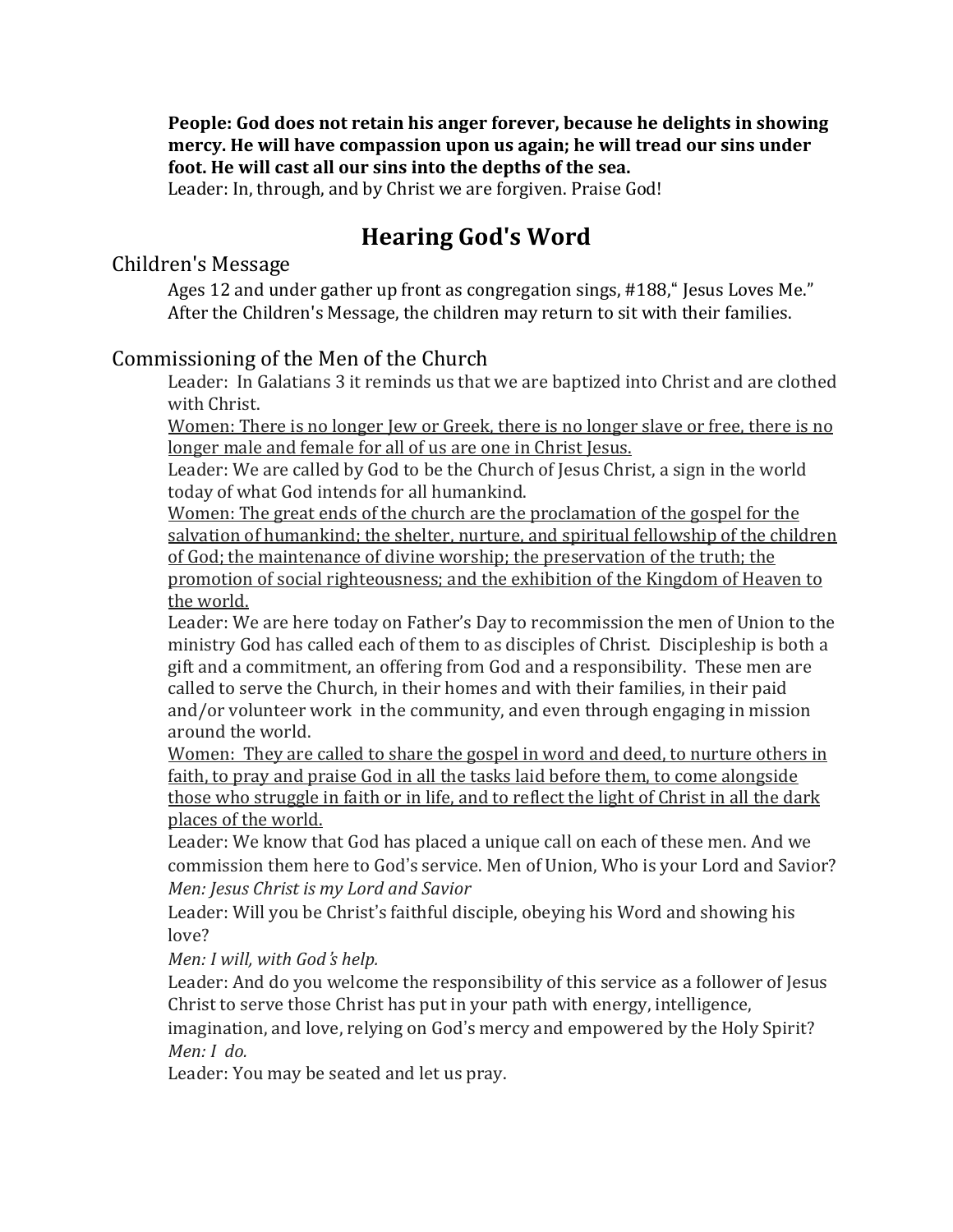**People: God does not retain his anger forever, because he delights in showing mercy. He will have compassion upon us again; he will tread our sins under foot. He will cast all our sins into the depths of the sea.**

Leader: In, through, and by Christ we are forgiven. Praise God!

# Hearing God's Word

## Children's Message

Ages 12 and under gather up front as congregation sings, #188," Jesus Loves Me." After the Children's Message, the children may return to sit with their families.

## Commissioning of the Men of the Church

Leader: In Galatians 3 it reminds us that we are baptized into Christ and are clothed with Christ.

<u>Women: There is no longer Jew or Greek, there is no longer slave or free, there is no longer male and female for all of us are one in Christ Jesus.</u>

Leader: We are called by God to be the Church of Jesus Christ, a sign in the world today of what God intends for all humankind.

<u>Women: The great ends of the church are the proclamation of the gospel for the salvation of humankind; the shelter, nurture, and spiritual fellowship of the children of God; the maintenance of divine worship; the preservation of the truth; the promotion of social righteousness; and the exhibition of the Kingdom of Heaven to the world.</u>

Leader: We are here today on Father's Day to recommission the men of Union to the ministry God has called each of them to as disciples of Christ. Discipleship is both a gift and a commitment, an offering from God and a responsibility. These men are called to serve the Church, in their homes and with their families, in their paid and/or volunteer work in the community, and even through engaging in mission around the world.

<u>Women: They are called to share the gospel in word and deed, to nurture others in faith, to pray and praise God in all the tasks laid before them, to come alongside those who struggle in faith or in life, and to reflect the light of Christ in all the dark places of the world.</u>

Leader: We know that God has placed a unique call on each of these men. And we commission them here to God's service. Men of Union, Who is your Lord and Savior?

*Men: Jesus Christ is my Lord and Savior*

Leader: Will you be Christ's faithful disciple, obeying his Word and showing his love?

*Men: I will, with God's help.*

Leader: And do you welcome the responsibility of this service as a follower of Jesus Christ to serve those Christ has put in your path with energy, intelligence, imagination, and love, relying on God's mercy and empowered by the Holy Spirit?

*Men: I do.*

Leader: You may be seated and let us pray.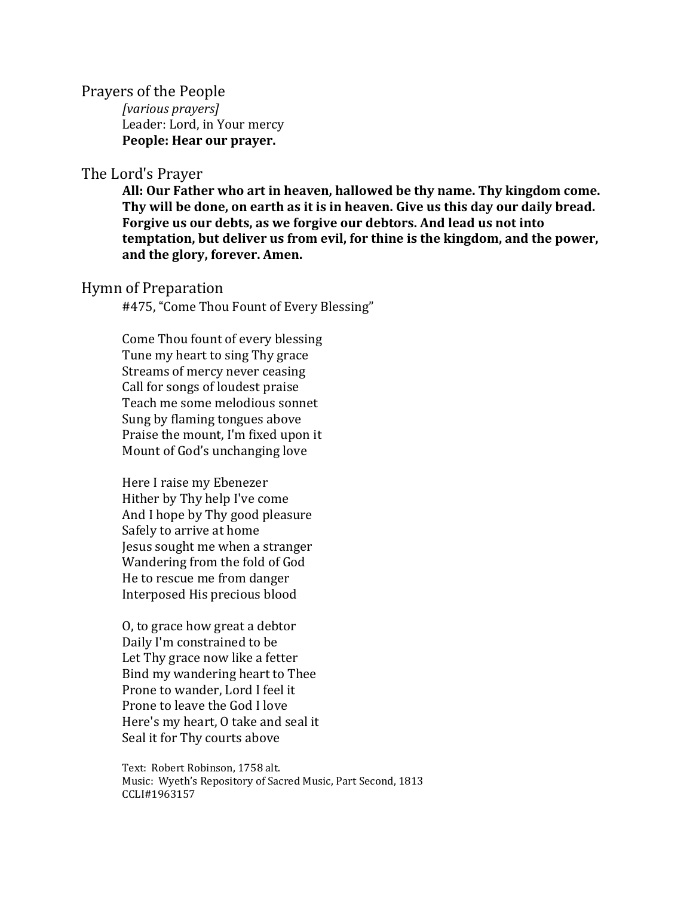## Prayers of the People

*[various prayers]*
Leader: Lord, in Your mercy
**People: Hear our prayer.**

## The Lord's Prayer

**All: Our Father who art in heaven, hallowed be thy name. Thy kingdom come. Thy will be done, on earth as it is in heaven. Give us this day our daily bread. Forgive us our debts, as we forgive our debtors. And lead us not into temptation, but deliver us from evil, for thine is the kingdom, and the power, and the glory, forever. Amen.**

## Hymn of Preparation

#475, "Come Thou Fount of Every Blessing"

Come Thou fount of every blessing
Tune my heart to sing Thy grace
Streams of mercy never ceasing
Call for songs of loudest praise
Teach me some melodious sonnet
Sung by flaming tongues above
Praise the mount, I'm fixed upon it
Mount of God's unchanging love

Here I raise my Ebenezer
Hither by Thy help I've come
And I hope by Thy good pleasure
Safely to arrive at home
Jesus sought me when a stranger
Wandering from the fold of God
He to rescue me from danger
Interposed His precious blood

O, to grace how great a debtor
Daily I'm constrained to be
Let Thy grace now like a fetter
Bind my wandering heart to Thee
Prone to wander, Lord I feel it
Prone to leave the God I love
Here's my heart, O take and seal it
Seal it for Thy courts above

Text: Robert Robinson, 1758 alt.
Music: Wyeth's Repository of Sacred Music, Part Second, 1813
CCLI#1963157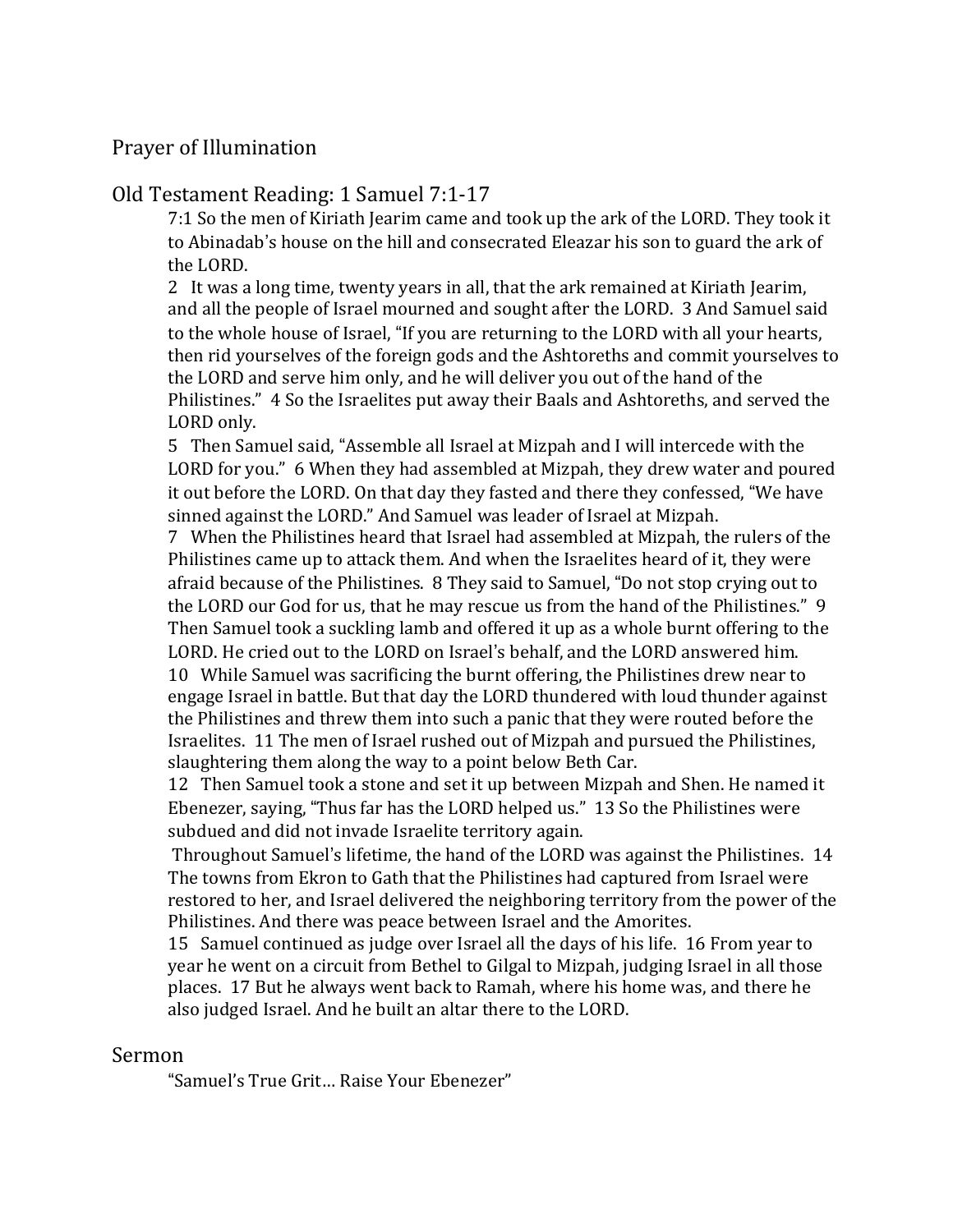## Prayer of Illumination

## Old Testament Reading: 1 Samuel 7:1-17

7:1 So the men of Kiriath Jearim came and took up the ark of the LORD. They took it to Abinadab's house on the hill and consecrated Eleazar his son to guard the ark of the LORD.

2 It was a long time, twenty years in all, that the ark remained at Kiriath Jearim, and all the people of Israel mourned and sought after the LORD. 3 And Samuel said to the whole house of Israel, "If you are returning to the LORD with all your hearts, then rid yourselves of the foreign gods and the Ashtoreths and commit yourselves to the LORD and serve him only, and he will deliver you out of the hand of the Philistines." 4 So the Israelites put away their Baals and Ashtoreths, and served the LORD only.

5 Then Samuel said, "Assemble all Israel at Mizpah and I will intercede with the LORD for you." 6 When they had assembled at Mizpah, they drew water and poured it out before the LORD. On that day they fasted and there they confessed, "We have sinned against the LORD." And Samuel was leader of Israel at Mizpah.

7 When the Philistines heard that Israel had assembled at Mizpah, the rulers of the Philistines came up to attack them. And when the Israelites heard of it, they were afraid because of the Philistines. 8 They said to Samuel, "Do not stop crying out to the LORD our God for us, that he may rescue us from the hand of the Philistines." 9 Then Samuel took a suckling lamb and offered it up as a whole burnt offering to the LORD. He cried out to the LORD on Israel's behalf, and the LORD answered him.

10 While Samuel was sacrificing the burnt offering, the Philistines drew near to engage Israel in battle. But that day the LORD thundered with loud thunder against the Philistines and threw them into such a panic that they were routed before the Israelites. 11 The men of Israel rushed out of Mizpah and pursued the Philistines, slaughtering them along the way to a point below Beth Car.

12 Then Samuel took a stone and set it up between Mizpah and Shen. He named it Ebenezer, saying, "Thus far has the LORD helped us." 13 So the Philistines were subdued and did not invade Israelite territory again.

Throughout Samuel's lifetime, the hand of the LORD was against the Philistines. 14 The towns from Ekron to Gath that the Philistines had captured from Israel were restored to her, and Israel delivered the neighboring territory from the power of the Philistines. And there was peace between Israel and the Amorites.

15 Samuel continued as judge over Israel all the days of his life. 16 From year to year he went on a circuit from Bethel to Gilgal to Mizpah, judging Israel in all those places. 17 But he always went back to Ramah, where his home was, and there he also judged Israel. And he built an altar there to the LORD.

## Sermon

"Samuel's True Grit… Raise Your Ebenezer"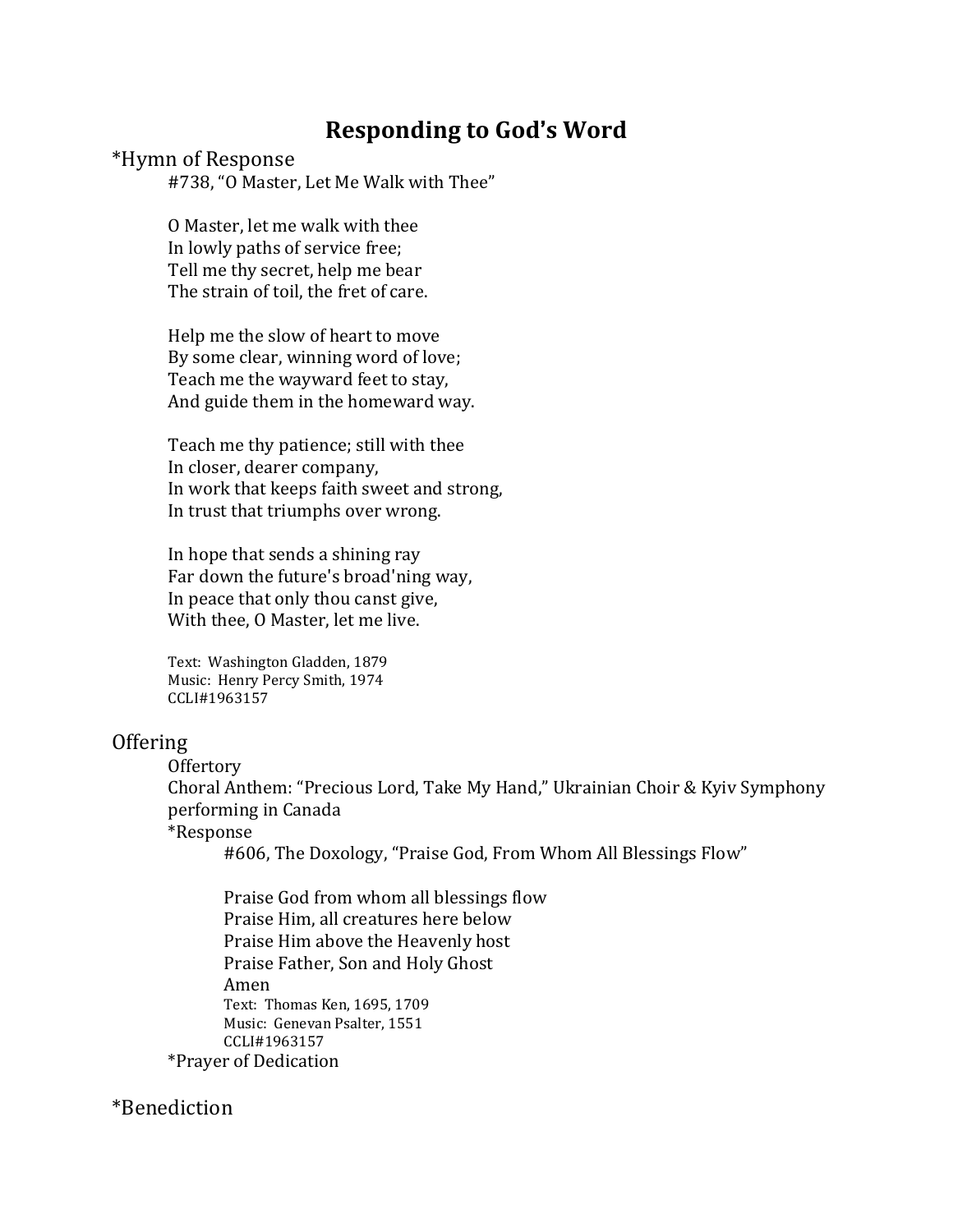# Responding to God's Word

*Hymn of Response

#738, "O Master, Let Me Walk with Thee"

O Master, let me walk with thee
In lowly paths of service free;
Tell me thy secret, help me bear
The strain of toil, the fret of care.

Help me the slow of heart to move
By some clear, winning word of love;
Teach me the wayward feet to stay,
And guide them in the homeward way.

Teach me thy patience; still with thee
In closer, dearer company,
In work that keeps faith sweet and strong,
In trust that triumphs over wrong.

In hope that sends a shining ray
Far down the future's broad'ning way,
In peace that only thou canst give,
With thee, O Master, let me live.

Text: Washington Gladden, 1879
Music: Henry Percy Smith, 1974
CCLI#1963157

Offering

Offertory

Choral Anthem: "Precious Lord, Take My Hand," Ukrainian Choir & Kyiv Symphony performing in Canada

*Response

#606, The Doxology, "Praise God, From Whom All Blessings Flow"

Praise God from whom all blessings flow
Praise Him, all creatures here below
Praise Him above the Heavenly host
Praise Father, Son and Holy Ghost
Amen

Text: Thomas Ken, 1695, 1709
Music: Genevan Psalter, 1551
CCLI#1963157

*Prayer of Dedication

*Benediction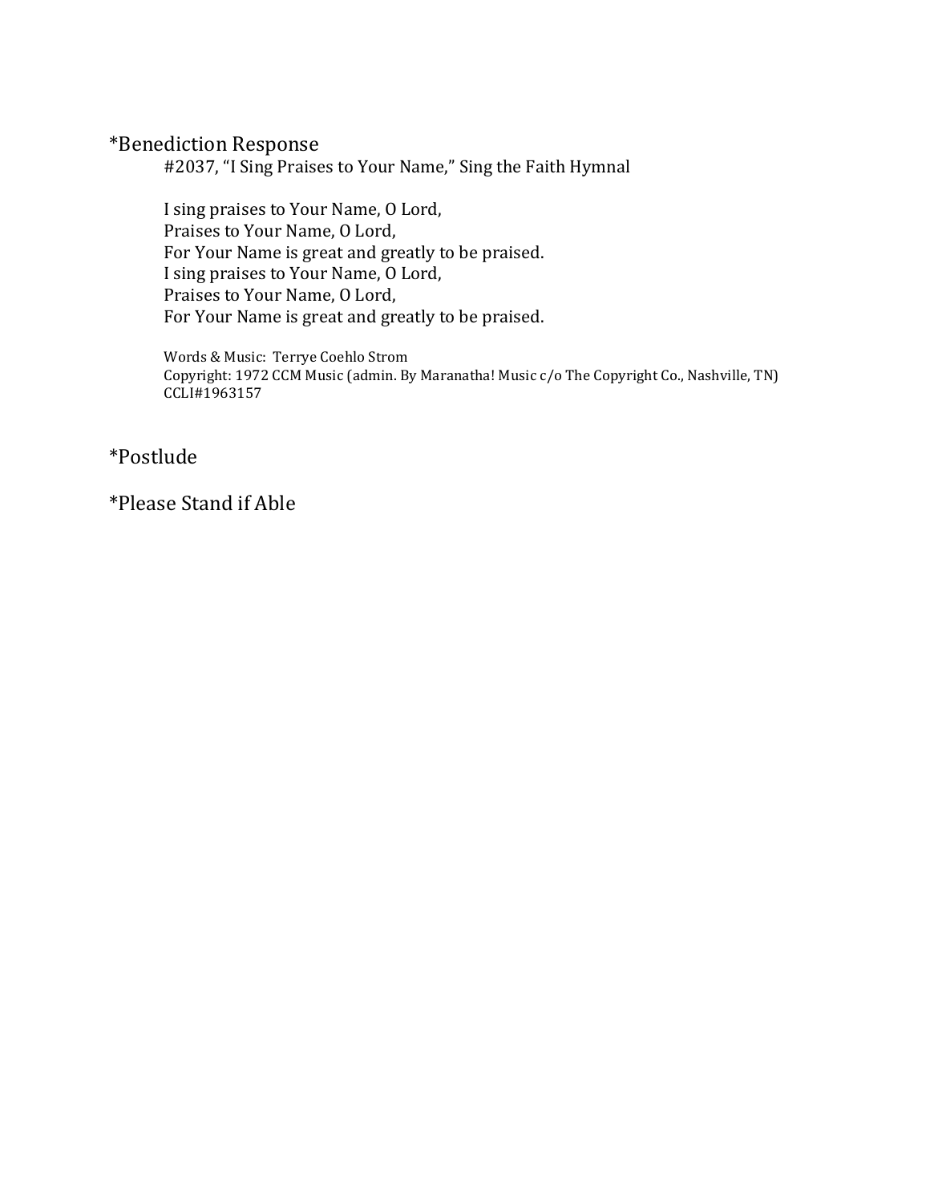*Benediction Response

#2037, “I Sing Praises to Your Name,” Sing the Faith Hymnal

I sing praises to Your Name, O Lord,
Praises to Your Name, O Lord,
For Your Name is great and greatly to be praised.
I sing praises to Your Name, O Lord,
Praises to Your Name, O Lord,
For Your Name is great and greatly to be praised.

Words & Music: Terrye Coehlo Strom
Copyright: 1972 CCM Music (admin. By Maranatha! Music c/o The Copyright Co., Nashville, TN)
CCLI#1963157

*Postlude

*Please Stand if Able